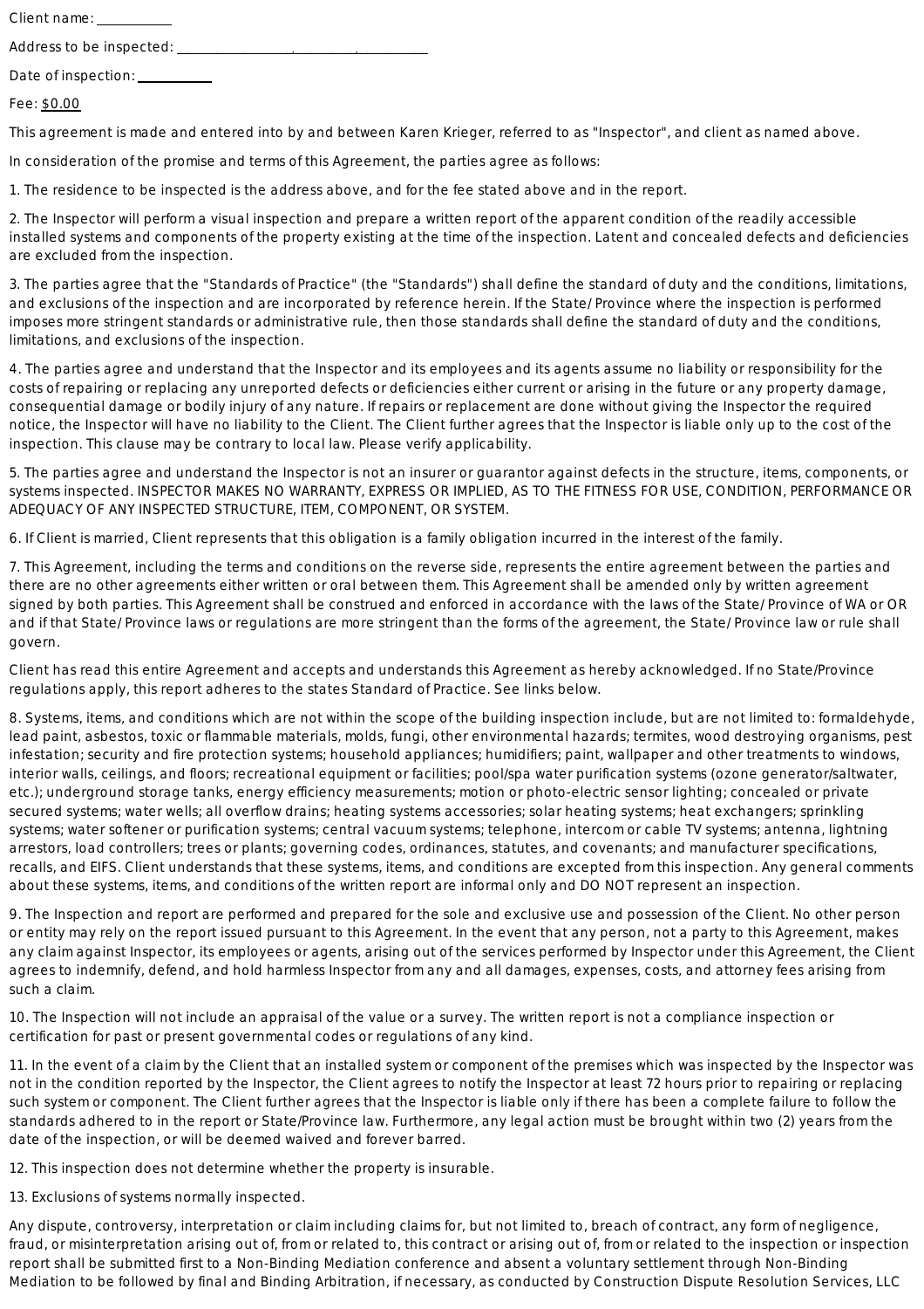Client name: ___________

Address to be inspected: _________________, _________, __________

Date of inspection: ___________

Fee: $0.00

This agreement is made and entered into by and between Karen Krieger, referred to as "Inspector", and client as named above.

In consideration of the promise and terms of this Agreement, the parties agree as follows:

1. The residence to be inspected is the address above, and for the fee stated above and in the report.

2. The Inspector will perform a visual inspection and prepare a written report of the apparent condition of the readily accessible installed systems and components of the property existing at the time of the inspection. Latent and concealed defects and deficiencies are excluded from the inspection.

3. The parties agree that the "Standards of Practice" (the "Standards") shall define the standard of duty and the conditions, limitations, and exclusions of the inspection and are incorporated by reference herein. If the State/ Province where the inspection is performed imposes more stringent standards or administrative rule, then those standards shall define the standard of duty and the conditions, limitations, and exclusions of the inspection.

4. The parties agree and understand that the Inspector and its employees and its agents assume no liability or responsibility for the costs of repairing or replacing any unreported defects or deficiencies either current or arising in the future or any property damage, consequential damage or bodily injury of any nature. If repairs or replacement are done without giving the Inspector the required notice, the Inspector will have no liability to the Client. The Client further agrees that the Inspector is liable only up to the cost of the inspection. This clause may be contrary to local law. Please verify applicability.

5. The parties agree and understand the Inspector is not an insurer or guarantor against defects in the structure, items, components, or systems inspected. INSPECTOR MAKES NO WARRANTY, EXPRESS OR IMPLIED, AS TO THE FITNESS FOR USE, CONDITION, PERFORMANCE OR ADEQUACY OF ANY INSPECTED STRUCTURE, ITEM, COMPONENT, OR SYSTEM.

6. If Client is married, Client represents that this obligation is a family obligation incurred in the interest of the family.

7. This Agreement, including the terms and conditions on the reverse side, represents the entire agreement between the parties and there are no other agreements either written or oral between them. This Agreement shall be amended only by written agreement signed by both parties. This Agreement shall be construed and enforced in accordance with the laws of the State/ Province of WA or OR and if that State/ Province laws or regulations are more stringent than the forms of the agreement, the State/ Province law or rule shall govern.

Client has read this entire Agreement and accepts and understands this Agreement as hereby acknowledged. If no State/Province regulations apply, this report adheres to the states Standard of Practice. See links below.

8. Systems, items, and conditions which are not within the scope of the building inspection include, but are not limited to: formaldehyde, lead paint, asbestos, toxic or flammable materials, molds, fungi, other environmental hazards; termites, wood destroying organisms, pest infestation; security and fire protection systems; household appliances; humidifiers; paint, wallpaper and other treatments to windows, interior walls, ceilings, and floors; recreational equipment or facilities; pool/spa water purification systems (ozone generator/saltwater, etc.); underground storage tanks, energy efficiency measurements; motion or photo-electric sensor lighting; concealed or private secured systems; water wells; all overflow drains; heating systems accessories; solar heating systems; heat exchangers; sprinkling systems; water softener or purification systems; central vacuum systems; telephone, intercom or cable TV systems; antenna, lightning arrestors, load controllers; trees or plants; governing codes, ordinances, statutes, and covenants; and manufacturer specifications, recalls, and EIFS. Client understands that these systems, items, and conditions are excepted from this inspection. Any general comments about these systems, items, and conditions of the written report are informal only and DO NOT represent an inspection.

9. The Inspection and report are performed and prepared for the sole and exclusive use and possession of the Client. No other person or entity may rely on the report issued pursuant to this Agreement. In the event that any person, not a party to this Agreement, makes any claim against Inspector, its employees or agents, arising out of the services performed by Inspector under this Agreement, the Client agrees to indemnify, defend, and hold harmless Inspector from any and all damages, expenses, costs, and attorney fees arising from such a claim.

10. The Inspection will not include an appraisal of the value or a survey. The written report is not a compliance inspection or certification for past or present governmental codes or regulations of any kind.

11. In the event of a claim by the Client that an installed system or component of the premises which was inspected by the Inspector was not in the condition reported by the Inspector, the Client agrees to notify the Inspector at least 72 hours prior to repairing or replacing such system or component. The Client further agrees that the Inspector is liable only if there has been a complete failure to follow the standards adhered to in the report or State/Province law. Furthermore, any legal action must be brought within two (2) years from the date of the inspection, or will be deemed waived and forever barred.

12. This inspection does not determine whether the property is insurable.

13. Exclusions of systems normally inspected.

Any dispute, controversy, interpretation or claim including claims for, but not limited to, breach of contract, any form of negligence, fraud, or misinterpretation arising out of, from or related to, this contract or arising out of, from or related to the inspection or inspection report shall be submitted first to a Non-Binding Mediation conference and absent a voluntary settlement through Non-Binding Mediation to be followed by final and Binding Arbitration, if necessary, as conducted by Construction Dispute Resolution Services, LLC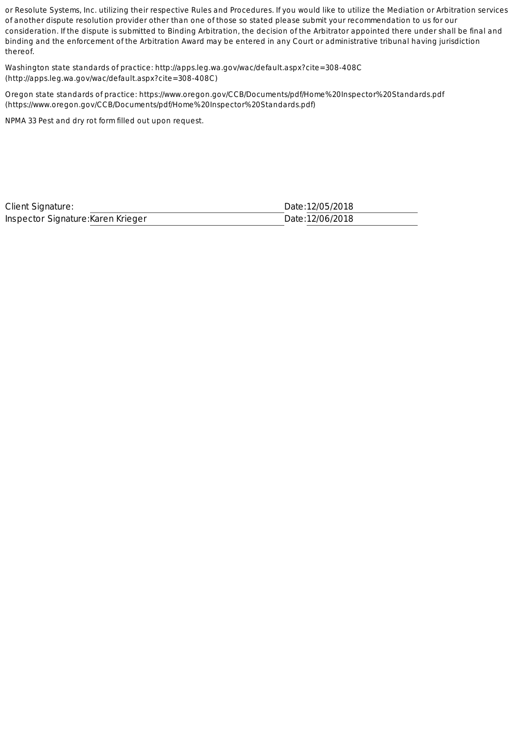or Resolute Systems, Inc. utilizing their respective Rules and Procedures. If you would like to utilize the Mediation or Arbitration services of another dispute resolution provider other than one of those so stated please submit your recommendation to us for our consideration. If the dispute is submitted to Binding Arbitration, the decision of the Arbitrator appointed there under shall be final and binding and the enforcement of the Arbitration Award may be entered in any Court or administrative tribunal having jurisdiction thereof.

Washington state standards of practice: http://apps.leg.wa.gov/wac/default.aspx?cite=308-408C (http://apps.leg.wa.gov/wac/default.aspx?cite=308-408C)

Oregon state standards of practice: https://www.oregon.gov/CCB/Documents/pdf/Home%20Inspector%20Standards.pdf (https://www.oregon.gov/CCB/Documents/pdf/Home%20Inspector%20Standards.pdf)

NPMA 33 Pest and dry rot form filled out upon request.

| | |
|---|---|
| Client Signature: | Date:12/05/2018 |
| Inspector Signature:Karen Krieger | Date:12/06/2018 |